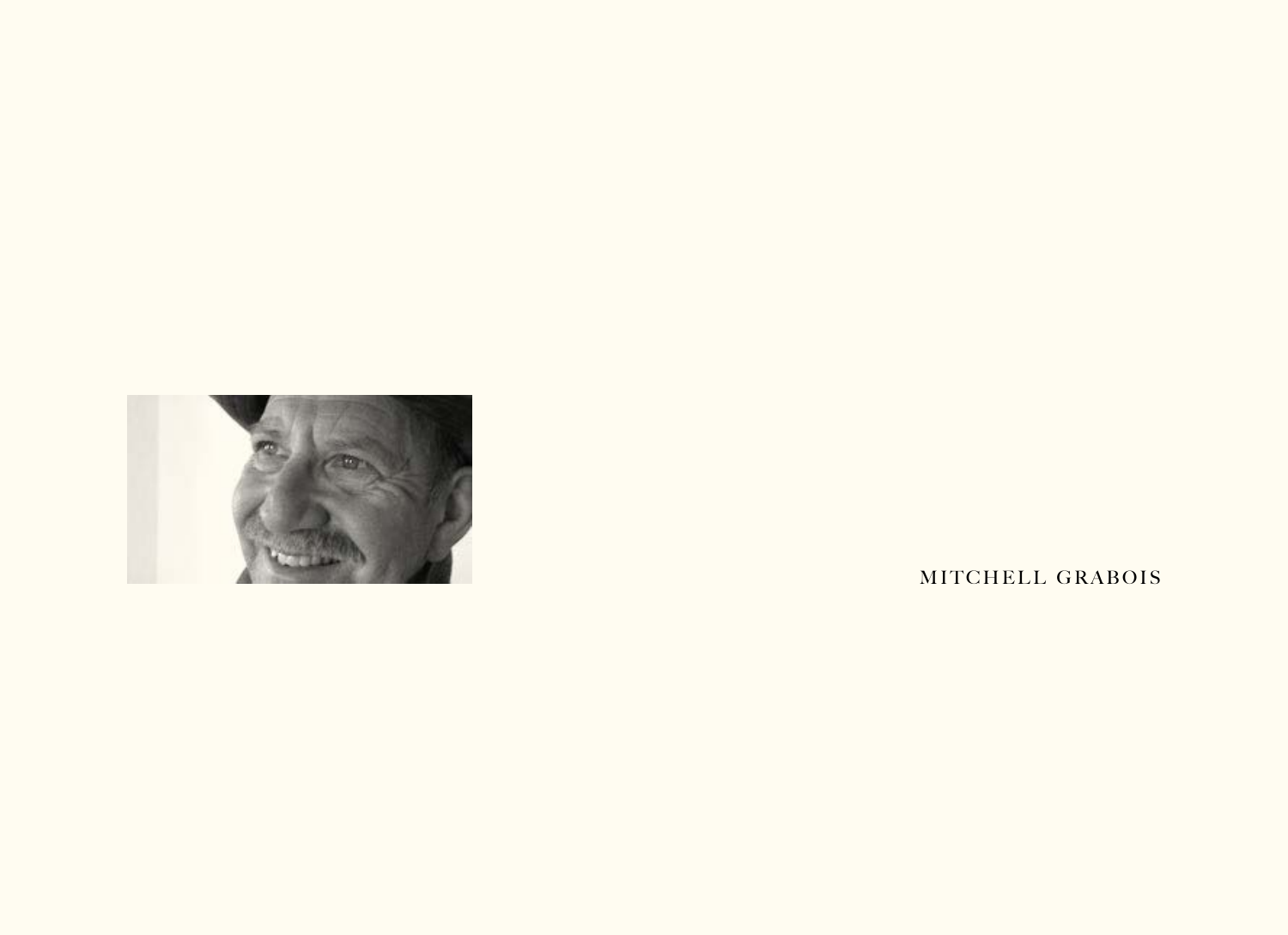MITCHELL GRABOIS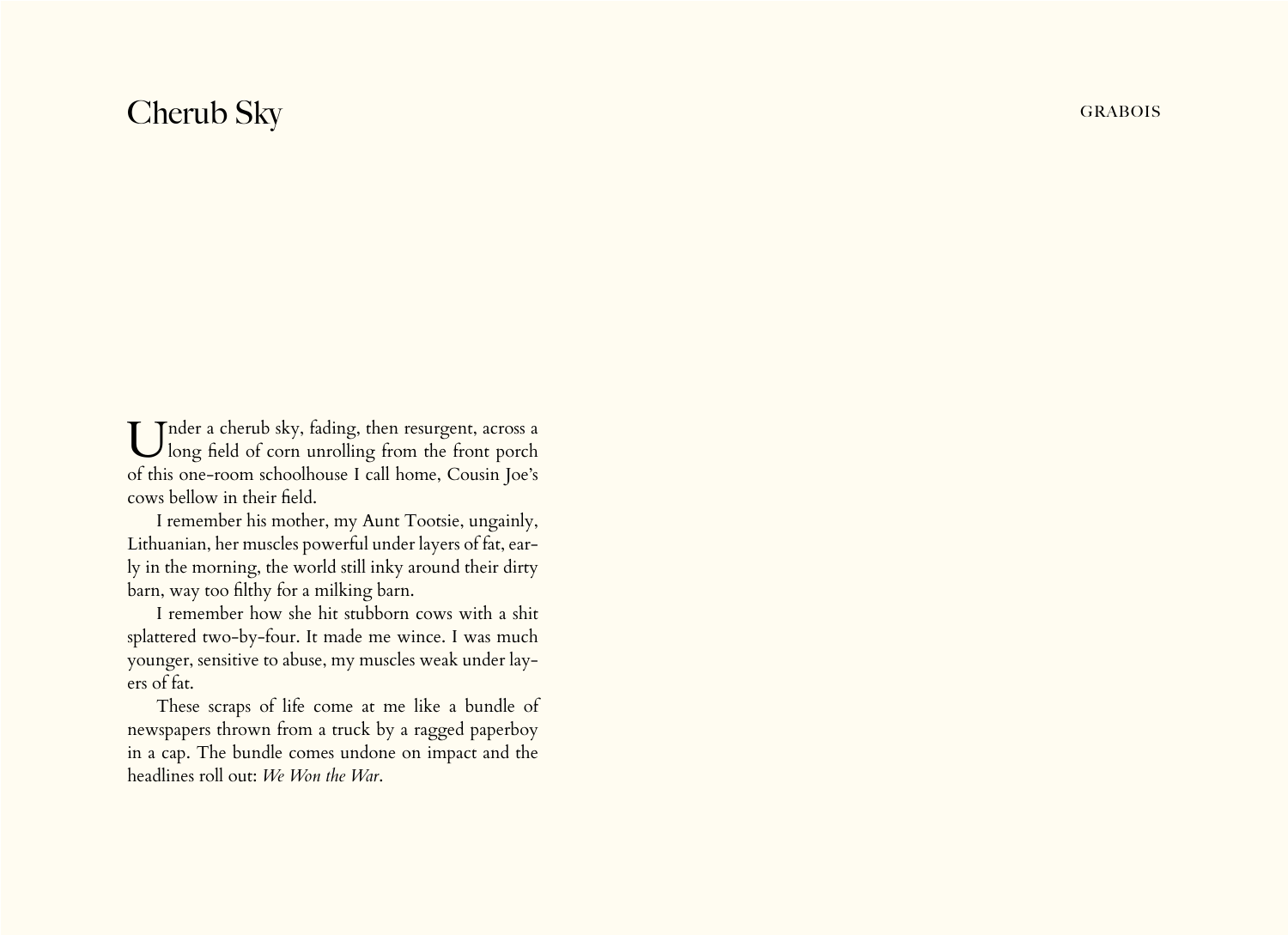# Cherub Sky

GRABOIS

Under a cherub sky, fading, then resurgent, across a long field of corn unrolling from the front porch of this one-room schoolhouse I call home, Cousin Joe's cows bellow in their field.

I remember his mother, my Aunt Tootsie, ungainly, Lithuanian, her muscles powerful under layers of fat, early in the morning, the world still inky around their dirty barn, way too filthy for a milking barn.

I remember how she hit stubborn cows with a shit splattered two-by-four. It made me wince. I was much younger, sensitive to abuse, my muscles weak under layers of fat.

These scraps of life come at me like a bundle of newspapers thrown from a truck by a ragged paperboy in a cap. The bundle comes undone on impact and the headlines roll out: *We Won the War*.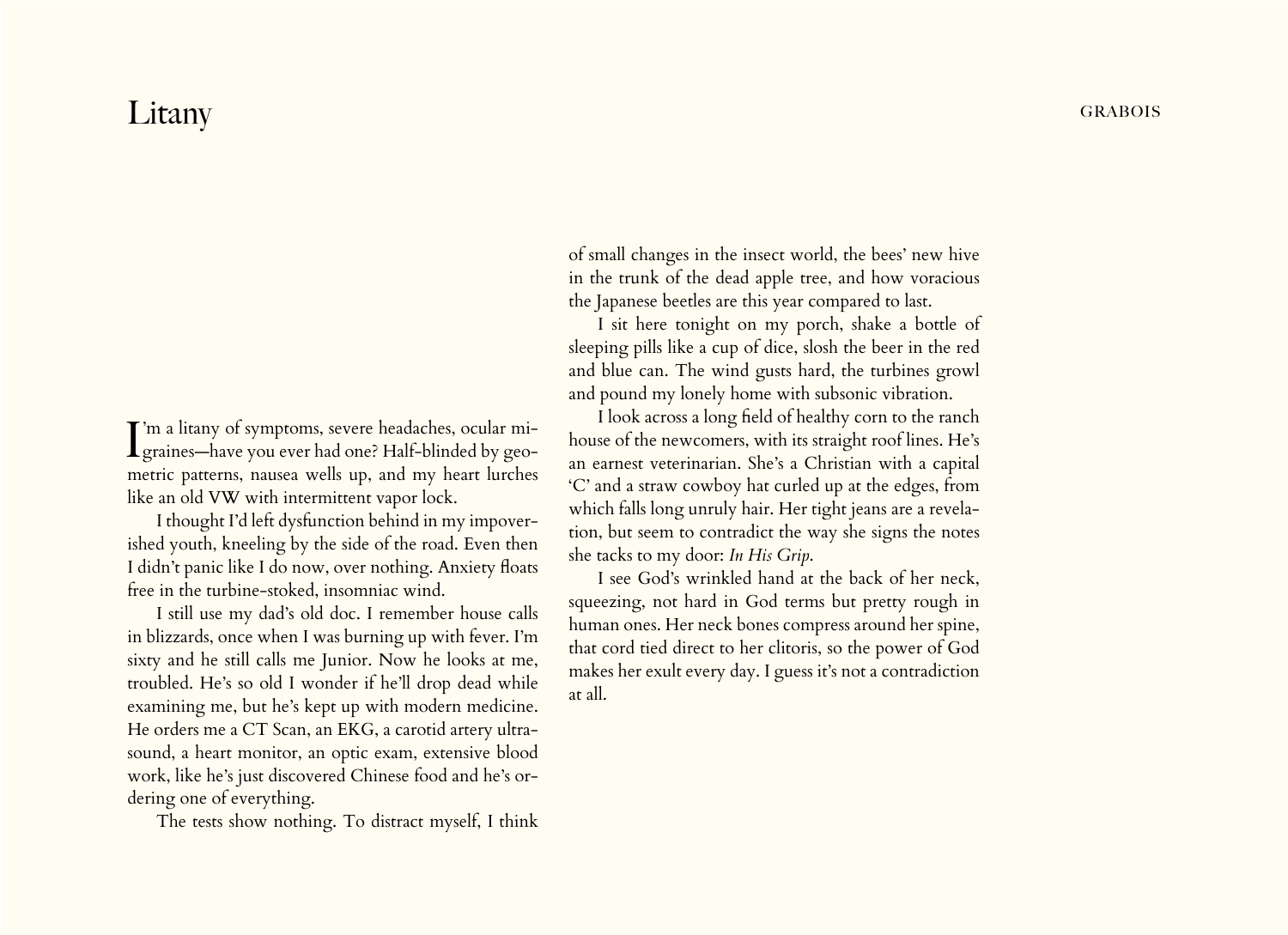# Litany

I'm a litany of symptoms, severe headaches, ocular migraines—have you ever had one? Half-blinded by geometric patterns, nausea wells up, and my heart lurches like an old VW with intermittent vapor lock.

I thought I'd left dysfunction behind in my impoverished youth, kneeling by the side of the road. Even then I didn't panic like I do now, over nothing. Anxiety floats free in the turbine-stoked, insomniac wind.

I still use my dad's old doc. I remember house calls in blizzards, once when I was burning up with fever. I'm sixty and he still calls me Junior. Now he looks at me, troubled. He's so old I wonder if he'll drop dead while examining me, but he's kept up with modern medicine. He orders me a CT Scan, an EKG, a carotid artery ultrasound, a heart monitor, an optic exam, extensive blood work, like he's just discovered Chinese food and he's ordering one of everything.

The tests show nothing. To distract myself, I think of small changes in the insect world, the bees' new hive in the trunk of the dead apple tree, and how voracious the Japanese beetles are this year compared to last.

I sit here tonight on my porch, shake a bottle of sleeping pills like a cup of dice, slosh the beer in the red and blue can. The wind gusts hard, the turbines growl and pound my lonely home with subsonic vibration.

I look across a long field of healthy corn to the ranch house of the newcomers, with its straight roof lines. He's an earnest veterinarian. She's a Christian with a capital 'C' and a straw cowboy hat curled up at the edges, from which falls long unruly hair. Her tight jeans are a revelation, but seem to contradict the way she signs the notes she tacks to my door: *In His Grip*.

I see God's wrinkled hand at the back of her neck, squeezing, not hard in God terms but pretty rough in human ones. Her neck bones compress around her spine, that cord tied direct to her clitoris, so the power of God makes her exult every day. I guess it's not a contradiction at all.